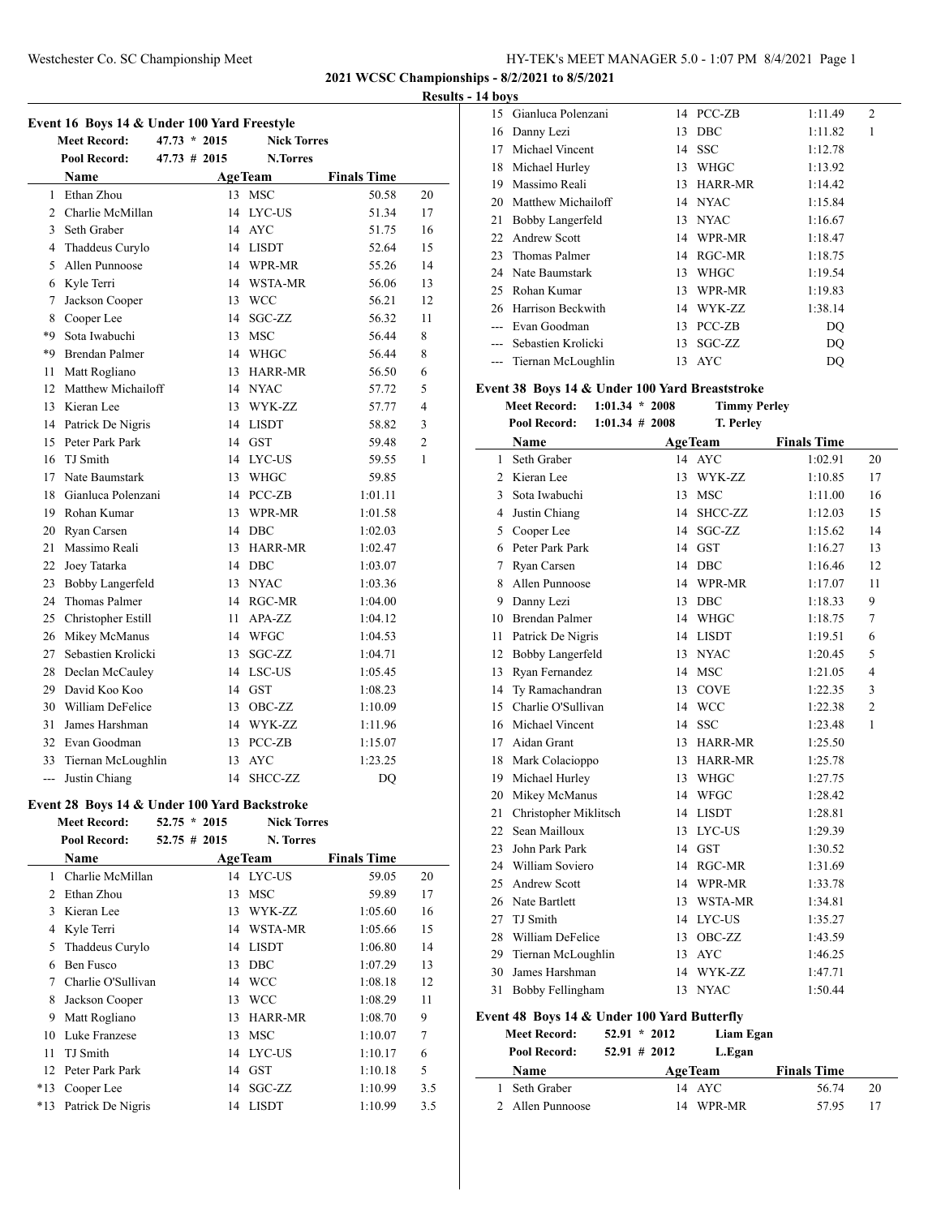## 2021 WCSC Championships - 8/2/2021 to 8/5/2021

### Results - 14 boys

#### Event 16 Boys 14 & Under 100 Yard Freestyle

**Meet Record:** 47.73 * 2015 **Nick Torres**
**Pool Record:** 47.73 # 2015 **N.Torres**

| | Name | Age | Team | Finals Time | |
|---|---|---|---|---|---|
| 1 | Ethan Zhou | 13 | MSC | 50.58 | 20 |
| 2 | Charlie McMillan | 14 | LYC-US | 51.34 | 17 |
| 3 | Seth Graber | 14 | AYC | 51.75 | 16 |
| 4 | Thaddeus Curylo | 14 | LISDT | 52.64 | 15 |
| 5 | Allen Punnoose | 14 | WPR-MR | 55.26 | 14 |
| 6 | Kyle Terri | 14 | WSTA-MR | 56.06 | 13 |
| 7 | Jackson Cooper | 13 | WCC | 56.21 | 12 |
| 8 | Cooper Lee | 14 | SGC-ZZ | 56.32 | 11 |
| *9 | Sota Iwabuchi | 13 | MSC | 56.44 | 8 |
| *9 | Brendan Palmer | 14 | WHGC | 56.44 | 8 |
| 11 | Matt Rogliano | 13 | HARR-MR | 56.50 | 6 |
| 12 | Matthew Michailoff | 14 | NYAC | 57.72 | 5 |
| 13 | Kieran Lee | 13 | WYK-ZZ | 57.77 | 4 |
| 14 | Patrick De Nigris | 14 | LISDT | 58.82 | 3 |
| 15 | Peter Park Park | 14 | GST | 59.48 | 2 |
| 16 | TJ Smith | 14 | LYC-US | 59.55 | 1 |
| 17 | Nate Baumstark | 13 | WHGC | 59.85 | |
| 18 | Gianluca Polenzani | 14 | PCC-ZB | 1:01.11 | |
| 19 | Rohan Kumar | 13 | WPR-MR | 1:01.58 | |
| 20 | Ryan Carsen | 14 | DBC | 1:02.03 | |
| 21 | Massimo Reali | 13 | HARR-MR | 1:02.47 | |
| 22 | Joey Tatarka | 14 | DBC | 1:03.07 | |
| 23 | Bobby Langerfeld | 13 | NYAC | 1:03.36 | |
| 24 | Thomas Palmer | 14 | RGC-MR | 1:04.00 | |
| 25 | Christopher Estill | 11 | APA-ZZ | 1:04.12 | |
| 26 | Mikey McManus | 14 | WFGC | 1:04.53 | |
| 27 | Sebastien Krolicki | 13 | SGC-ZZ | 1:04.71 | |
| 28 | Declan McCauley | 14 | LSC-US | 1:05.45 | |
| 29 | David Koo Koo | 14 | GST | 1:08.23 | |
| 30 | William DeFelice | 13 | OBC-ZZ | 1:10.09 | |
| 31 | James Harshman | 14 | WYK-ZZ | 1:11.96 | |
| 32 | Evan Goodman | 13 | PCC-ZB | 1:15.07 | |
| 33 | Tiernan McLoughlin | 13 | AYC | 1:23.25 | |
| --- | Justin Chiang | 14 | SHCC-ZZ | DQ | |

#### Event 28 Boys 14 & Under 100 Yard Backstroke

**Meet Record:** 52.75 * 2015 **Nick Torres**
**Pool Record:** 52.75 # 2015 **N. Torres**

| | Name | Age | Team | Finals Time | |
|---|---|---|---|---|---|
| 1 | Charlie McMillan | 14 | LYC-US | 59.05 | 20 |
| 2 | Ethan Zhou | 13 | MSC | 59.89 | 17 |
| 3 | Kieran Lee | 13 | WYK-ZZ | 1:05.60 | 16 |
| 4 | Kyle Terri | 14 | WSTA-MR | 1:05.66 | 15 |
| 5 | Thaddeus Curylo | 14 | LISDT | 1:06.80 | 14 |
| 6 | Ben Fusco | 13 | DBC | 1:07.29 | 13 |
| 7 | Charlie O'Sullivan | 14 | WCC | 1:08.18 | 12 |
| 8 | Jackson Cooper | 13 | WCC | 1:08.29 | 11 |
| 9 | Matt Rogliano | 13 | HARR-MR | 1:08.70 | 9 |
| 10 | Luke Franzese | 13 | MSC | 1:10.07 | 7 |
| 11 | TJ Smith | 14 | LYC-US | 1:10.17 | 6 |
| 12 | Peter Park Park | 14 | GST | 1:10.18 | 5 |
| *13 | Cooper Lee | 14 | SGC-ZZ | 1:10.99 | 3.5 |
| *13 | Patrick De Nigris | 14 | LISDT | 1:10.99 | 3.5 |
| 15 | Gianluca Polenzani | 14 | PCC-ZB | 1:11.49 | 2 |
| 16 | Danny Lezi | 13 | DBC | 1:11.82 | 1 |
| 17 | Michael Vincent | 14 | SSC | 1:12.78 | |
| 18 | Michael Hurley | 13 | WHGC | 1:13.92 | |
| 19 | Massimo Reali | 13 | HARR-MR | 1:14.42 | |
| 20 | Matthew Michailoff | 14 | NYAC | 1:15.84 | |
| 21 | Bobby Langerfeld | 13 | NYAC | 1:16.67 | |
| 22 | Andrew Scott | 14 | WPR-MR | 1:18.47 | |
| 23 | Thomas Palmer | 14 | RGC-MR | 1:18.75 | |
| 24 | Nate Baumstark | 13 | WHGC | 1:19.54 | |
| 25 | Rohan Kumar | 13 | WPR-MR | 1:19.83 | |
| 26 | Harrison Beckwith | 14 | WYK-ZZ | 1:38.14 | |
| --- | Evan Goodman | 13 | PCC-ZB | DQ | |
| --- | Sebastien Krolicki | 13 | SGC-ZZ | DQ | |
| --- | Tiernan McLoughlin | 13 | AYC | DQ | |

#### Event 38 Boys 14 & Under 100 Yard Breaststroke

**Meet Record:** 1:01.34 * 2008 **Timmy Perley**
**Pool Record:** 1:01.34 # 2008 **T. Perley**

| | Name | Age | Team | Finals Time | |
|---|---|---|---|---|---|
| 1 | Seth Graber | 14 | AYC | 1:02.91 | 20 |
| 2 | Kieran Lee | 13 | WYK-ZZ | 1:10.85 | 17 |
| 3 | Sota Iwabuchi | 13 | MSC | 1:11.00 | 16 |
| 4 | Justin Chiang | 14 | SHCC-ZZ | 1:12.03 | 15 |
| 5 | Cooper Lee | 14 | SGC-ZZ | 1:15.62 | 14 |
| 6 | Peter Park Park | 14 | GST | 1:16.27 | 13 |
| 7 | Ryan Carsen | 14 | DBC | 1:16.46 | 12 |
| 8 | Allen Punnoose | 14 | WPR-MR | 1:17.07 | 11 |
| 9 | Danny Lezi | 13 | DBC | 1:18.33 | 9 |
| 10 | Brendan Palmer | 14 | WHGC | 1:18.75 | 7 |
| 11 | Patrick De Nigris | 14 | LISDT | 1:19.51 | 6 |
| 12 | Bobby Langerfeld | 13 | NYAC | 1:20.45 | 5 |
| 13 | Ryan Fernandez | 14 | MSC | 1:21.05 | 4 |
| 14 | Ty Ramachandran | 13 | COVE | 1:22.35 | 3 |
| 15 | Charlie O'Sullivan | 14 | WCC | 1:22.38 | 2 |
| 16 | Michael Vincent | 14 | SSC | 1:23.48 | 1 |
| 17 | Aidan Grant | 13 | HARR-MR | 1:25.50 | |
| 18 | Mark Colacioppo | 13 | HARR-MR | 1:25.78 | |
| 19 | Michael Hurley | 13 | WHGC | 1:27.75 | |
| 20 | Mikey McManus | 14 | WFGC | 1:28.42 | |
| 21 | Christopher Miklitsch | 14 | LISDT | 1:28.81 | |
| 22 | Sean Mailloux | 13 | LYC-US | 1:29.39 | |
| 23 | John Park Park | 14 | GST | 1:30.52 | |
| 24 | William Soviero | 14 | RGC-MR | 1:31.69 | |
| 25 | Andrew Scott | 14 | WPR-MR | 1:33.78 | |
| 26 | Nate Bartlett | 13 | WSTA-MR | 1:34.81 | |
| 27 | TJ Smith | 14 | LYC-US | 1:35.27 | |
| 28 | William DeFelice | 13 | OBC-ZZ | 1:43.59 | |
| 29 | Tiernan McLoughlin | 13 | AYC | 1:46.25 | |
| 30 | James Harshman | 14 | WYK-ZZ | 1:47.71 | |
| 31 | Bobby Fellingham | 13 | NYAC | 1:50.44 | |

#### Event 48 Boys 14 & Under 100 Yard Butterfly

**Meet Record:** 52.91 * 2012 **Liam Egan**
**Pool Record:** 52.91 # 2012 **L.Egan**

| | Name | Age | Team | Finals Time | |
|---|---|---|---|---|---|
| 1 | Seth Graber | 14 | AYC | 56.74 | 20 |
| 2 | Allen Punnoose | 14 | WPR-MR | 57.95 | 17 |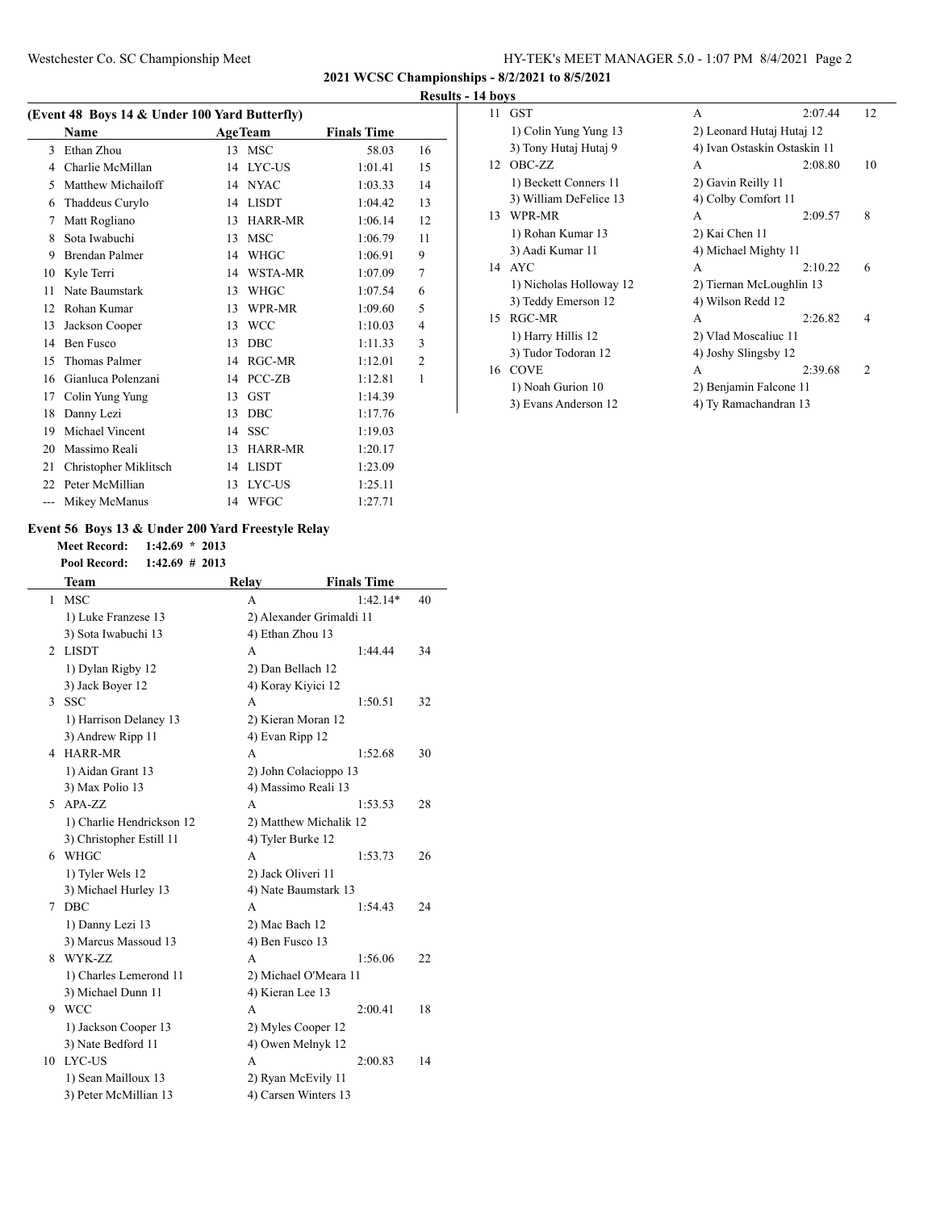## 2021 WCSC Championships - 8/2/2021 to 8/5/2021

### Results - 14 boys

#### (Event 48 Boys 14 & Under 100 Yard Butterfly)

| | Name | Age | Team | Finals Time | |
|---|---|---|---|---|---|
| 3 | Ethan Zhou | 13 | MSC | 58.03 | 16 |
| 4 | Charlie McMillan | 14 | LYC-US | 1:01.41 | 15 |
| 5 | Matthew Michailoff | 14 | NYAC | 1:03.33 | 14 |
| 6 | Thaddeus Curylo | 14 | LISDT | 1:04.42 | 13 |
| 7 | Matt Rogliano | 13 | HARR-MR | 1:06.14 | 12 |
| 8 | Sota Iwabuchi | 13 | MSC | 1:06.79 | 11 |
| 9 | Brendan Palmer | 14 | WHGC | 1:06.91 | 9 |
| 10 | Kyle Terri | 14 | WSTA-MR | 1:07.09 | 7 |
| 11 | Nate Baumstark | 13 | WHGC | 1:07.54 | 6 |
| 12 | Rohan Kumar | 13 | WPR-MR | 1:09.60 | 5 |
| 13 | Jackson Cooper | 13 | WCC | 1:10.03 | 4 |
| 14 | Ben Fusco | 13 | DBC | 1:11.33 | 3 |
| 15 | Thomas Palmer | 14 | RGC-MR | 1:12.01 | 2 |
| 16 | Gianluca Polenzani | 14 | PCC-ZB | 1:12.81 | 1 |
| 17 | Colin Yung Yung | 13 | GST | 1:14.39 | |
| 18 | Danny Lezi | 13 | DBC | 1:17.76 | |
| 19 | Michael Vincent | 14 | SSC | 1:19.03 | |
| 20 | Massimo Reali | 13 | HARR-MR | 1:20.17 | |
| 21 | Christopher Miklitsch | 14 | LISDT | 1:23.09 | |
| 22 | Peter McMillian | 13 | LYC-US | 1:25.11 | |
| --- | Mikey McManus | 14 | WFGC | 1:27.71 | |

#### Event 56 Boys 13 & Under 200 Yard Freestyle Relay

Meet Record: 1:42.69 * 2013

Pool Record: 1:42.69 # 2013

| | Team | Relay | Finals Time | |
|---|---|---|---|---|
| 1 | MSC | A | 1:42.14* | 40 |
| | 1) Luke Franzese 13 | 2) Alexander Grimaldi 11 | | |
| | 3) Sota Iwabuchi 13 | 4) Ethan Zhou 13 | | |
| 2 | LISDT | A | 1:44.44 | 34 |
| | 1) Dylan Rigby 12 | 2) Dan Bellach 12 | | |
| | 3) Jack Boyer 12 | 4) Koray Kiyici 12 | | |
| 3 | SSC | A | 1:50.51 | 32 |
| | 1) Harrison Delaney 13 | 2) Kieran Moran 12 | | |
| | 3) Andrew Ripp 11 | 4) Evan Ripp 12 | | |
| 4 | HARR-MR | A | 1:52.68 | 30 |
| | 1) Aidan Grant 13 | 2) John Colacioppo 13 | | |
| | 3) Max Polio 13 | 4) Massimo Reali 13 | | |
| 5 | APA-ZZ | A | 1:53.53 | 28 |
| | 1) Charlie Hendrickson 12 | 2) Matthew Michalik 12 | | |
| | 3) Christopher Estill 11 | 4) Tyler Burke 12 | | |
| 6 | WHGC | A | 1:53.73 | 26 |
| | 1) Tyler Wels 12 | 2) Jack Oliveri 11 | | |
| | 3) Michael Hurley 13 | 4) Nate Baumstark 13 | | |
| 7 | DBC | A | 1:54.43 | 24 |
| | 1) Danny Lezi 13 | 2) Mac Bach 12 | | |
| | 3) Marcus Massoud 13 | 4) Ben Fusco 13 | | |
| 8 | WYK-ZZ | A | 1:56.06 | 22 |
| | 1) Charles Lemerond 11 | 2) Michael O'Meara 11 | | |
| | 3) Michael Dunn 11 | 4) Kieran Lee 13 | | |
| 9 | WCC | A | 2:00.41 | 18 |
| | 1) Jackson Cooper 13 | 2) Myles Cooper 12 | | |
| | 3) Nate Bedford 11 | 4) Owen Melnyk 12 | | |
| 10 | LYC-US | A | 2:00.83 | 14 |
| | 1) Sean Mailloux 13 | 2) Ryan McEvily 11 | | |
| | 3) Peter McMillian 13 | 4) Carsen Winters 13 | | |
| 11 | GST | A | 2:07.44 | 12 |
| | 1) Colin Yung Yung 13 | 2) Leonard Hutaj Hutaj 12 | | |
| | 3) Tony Hutaj Hutaj 9 | 4) Ivan Ostaskin Ostaskin 11 | | |
| 12 | OBC-ZZ | A | 2:08.80 | 10 |
| | 1) Beckett Conners 11 | 2) Gavin Reilly 11 | | |
| | 3) William DeFelice 13 | 4) Colby Comfort 11 | | |
| 13 | WPR-MR | A | 2:09.57 | 8 |
| | 1) Rohan Kumar 13 | 2) Kai Chen 11 | | |
| | 3) Aadi Kumar 11 | 4) Michael Mighty 11 | | |
| 14 | AYC | A | 2:10.22 | 6 |
| | 1) Nicholas Holloway 12 | 2) Tiernan McLoughlin 13 | | |
| | 3) Teddy Emerson 12 | 4) Wilson Redd 12 | | |
| 15 | RGC-MR | A | 2:26.82 | 4 |
| | 1) Harry Hillis 12 | 2) Vlad Moscaliuc 11 | | |
| | 3) Tudor Todoran 12 | 4) Joshy Slingsby 12 | | |
| 16 | COVE | A | 2:39.68 | 2 |
| | 1) Noah Gurion 10 | 2) Benjamin Falcone 11 | | |
| | 3) Evans Anderson 12 | 4) Ty Ramachandran 13 | | |